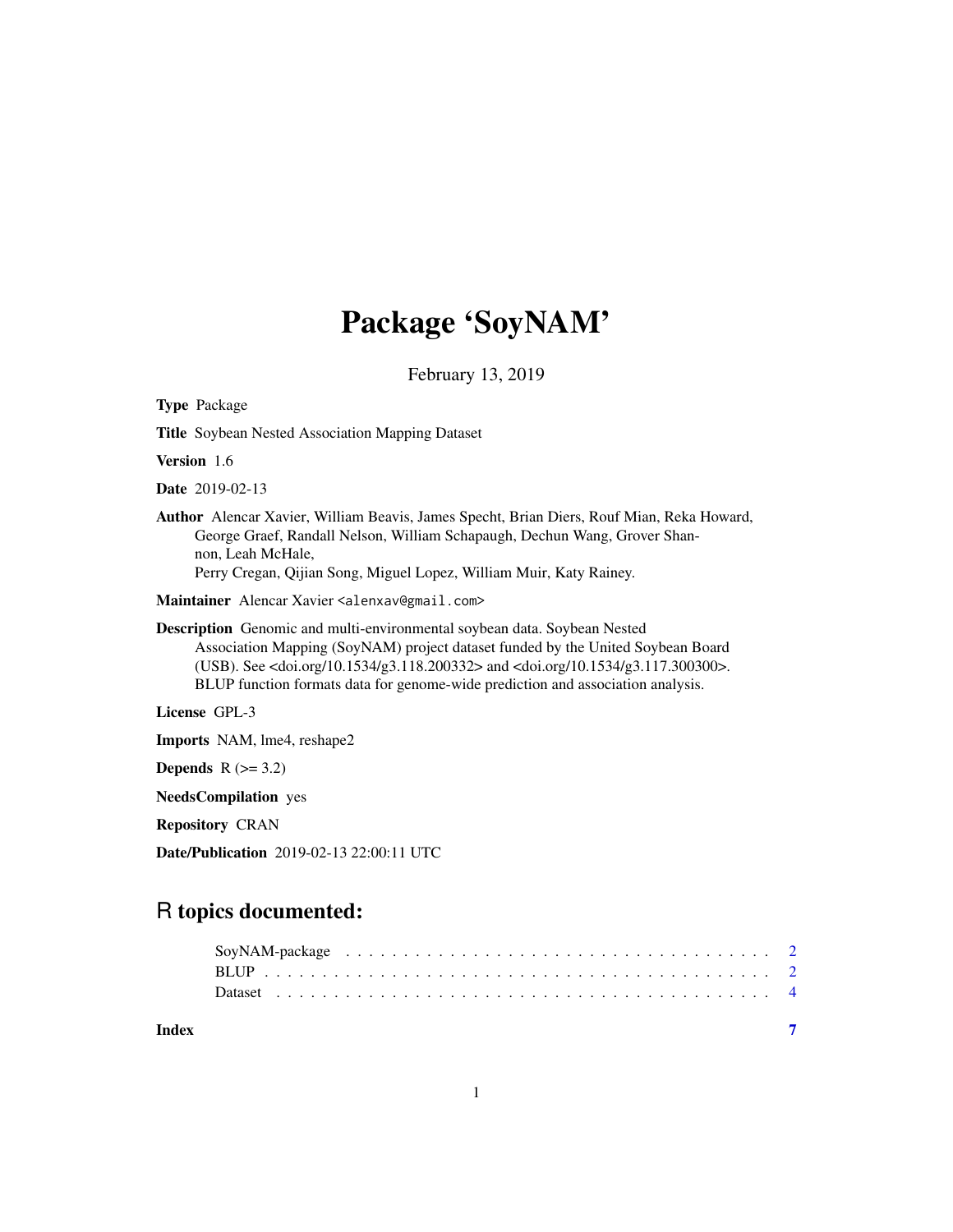# Package 'SoyNAM'

February 13, 2019

**Type** Package

**Title** Soybean Nested Association Mapping Dataset

**Version** 1.6

**Date** 2019-02-13

**Author** Alencar Xavier, William Beavis, James Specht, Brian Diers, Rouf Mian, Reka Howard, George Graef, Randall Nelson, William Schapaugh, Dechun Wang, Grover Shannon, Leah McHale, Perry Cregan, Qijian Song, Miguel Lopez, William Muir, Katy Rainey.

**Maintainer** Alencar Xavier <alenxav@gmail.com>

**Description** Genomic and multi-environmental soybean data. Soybean Nested Association Mapping (SoyNAM) project dataset funded by the United Soybean Board (USB). See <doi.org/10.1534/g3.118.200332> and <doi.org/10.1534/g3.117.300300>. BLUP function formats data for genome-wide prediction and association analysis.

**License** GPL-3

**Imports** NAM, lme4, reshape2

**Depends** R (>= 3.2)

**NeedsCompilation** yes

**Repository** CRAN

**Date/Publication** 2019-02-13 22:00:11 UTC

## R topics documented:

SoyNAM-package . . . . . . . . . . . . . . . . . . . . . . . . . . . . . . . . . . . . 2
BLUP . . . . . . . . . . . . . . . . . . . . . . . . . . . . . . . . . . . . . . . . . . 2
Dataset . . . . . . . . . . . . . . . . . . . . . . . . . . . . . . . . . . . . . . . . . 4

**Index** **7**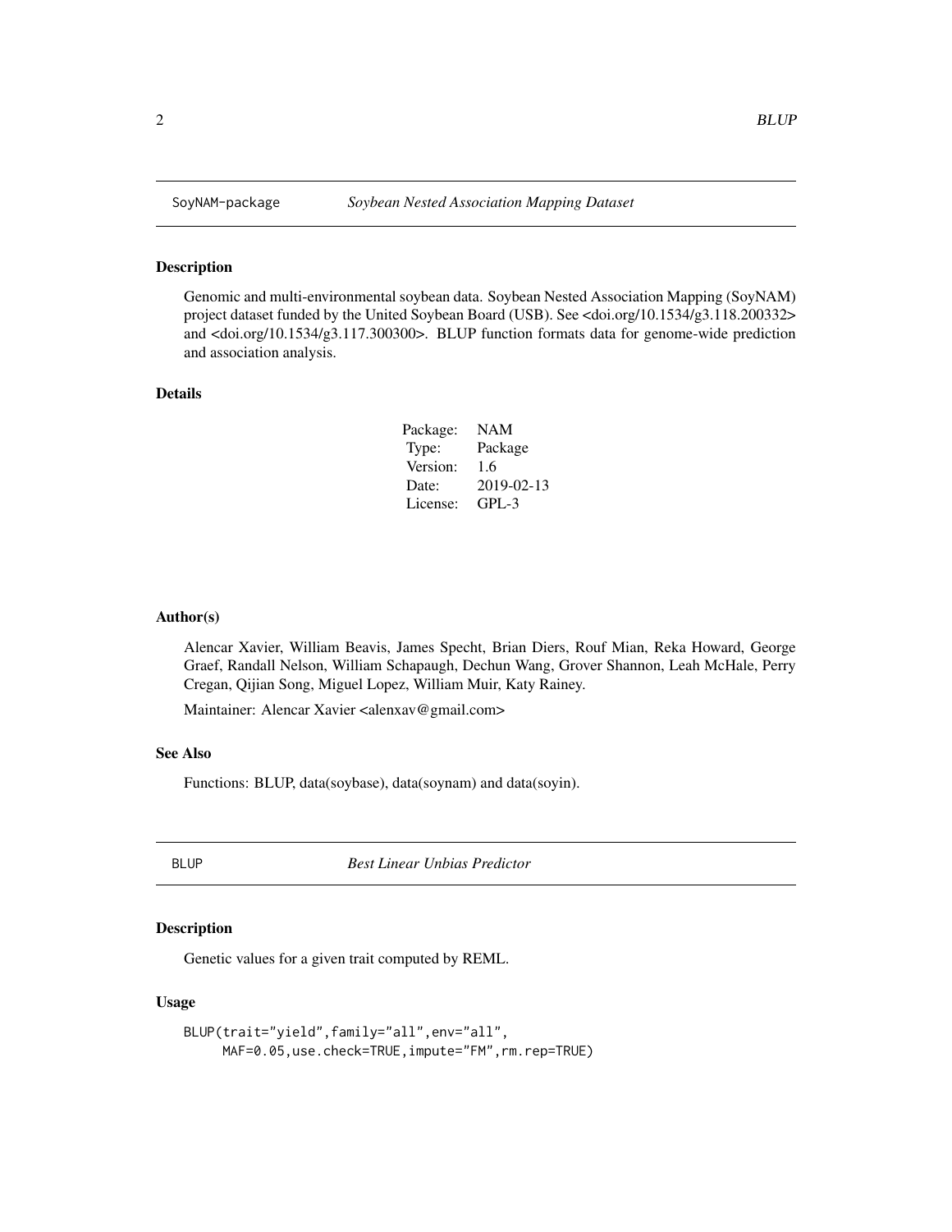## SoyNAM-package — *Soybean Nested Association Mapping Dataset*

### Description

Genomic and multi-environmental soybean data. Soybean Nested Association Mapping (SoyNAM) project dataset funded by the United Soybean Board (USB). See <doi.org/10.1534/g3.118.200332> and <doi.org/10.1534/g3.117.300300>. BLUP function formats data for genome-wide prediction and association analysis.

### Details

| | |
|---|---|
| Package: | NAM |
| Type: | Package |
| Version: | 1.6 |
| Date: | 2019-02-13 |
| License: | GPL-3 |

### Author(s)

Alencar Xavier, William Beavis, James Specht, Brian Diers, Rouf Mian, Reka Howard, George Graef, Randall Nelson, William Schapaugh, Dechun Wang, Grover Shannon, Leah McHale, Perry Cregan, Qijian Song, Miguel Lopez, William Muir, Katy Rainey.

Maintainer: Alencar Xavier <alenxav@gmail.com>

### See Also

Functions: BLUP, data(soybase), data(soynam) and data(soyin).

## BLUP — *Best Linear Unbias Predictor*

### Description

Genetic values for a given trait computed by REML.

### Usage

```
BLUP(trait="yield",family="all",env="all",
     MAF=0.05,use.check=TRUE,impute="FM",rm.rep=TRUE)
```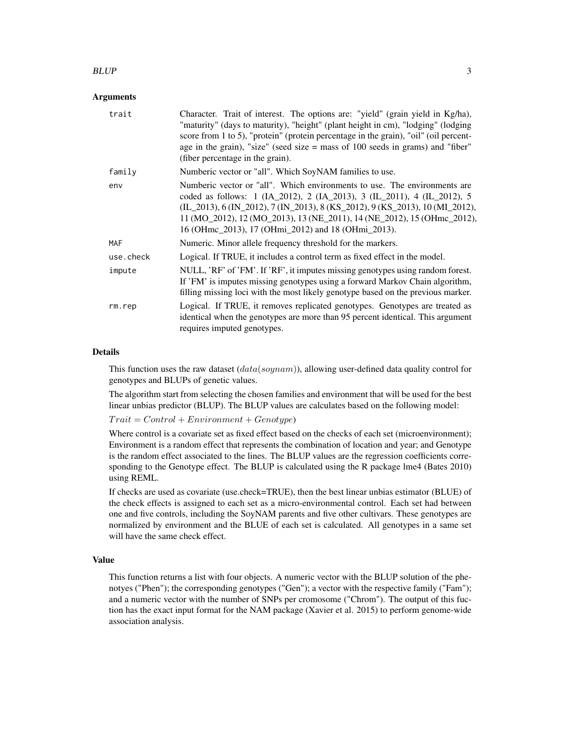### Arguments

| | |
|---|---|
| trait | Character. Trait of interest. The options are: "yield" (grain yield in Kg/ha), "maturity" (days to maturity), "height" (plant height in cm), "lodging" (lodging score from 1 to 5), "protein" (protein percentage in the grain), "oil" (oil percentage in the grain), "size" (seed size = mass of 100 seeds in grams) and "fiber" (fiber percentage in the grain). |
| family | Numberic vector or "all". Which SoyNAM families to use. |
| env | Numberic vector or "all". Which environments to use. The environments are coded as follows: 1 (IA_2012), 2 (IA_2013), 3 (IL_2011), 4 (IL_2012), 5 (IL_2013), 6 (IN_2012), 7 (IN_2013), 8 (KS_2012), 9 (KS_2013), 10 (MI_2012), 11 (MO_2012), 12 (MO_2013), 13 (NE_2011), 14 (NE_2012), 15 (OHmc_2012), 16 (OHmc_2013), 17 (OHmi_2012) and 18 (OHmi_2013). |
| MAF | Numeric. Minor allele frequency threshold for the markers. |
| use.check | Logical. If TRUE, it includes a control term as fixed effect in the model. |
| impute | NULL, 'RF' of 'FM'. If 'RF', it imputes missing genotypes using random forest. If 'FM' is imputes missing genotypes using a forward Markov Chain algorithm, filling missing loci with the most likely genotype based on the previous marker. |
| rm.rep | Logical. If TRUE, it removes replicated genotypes. Genotypes are treated as identical when the genotypes are more than 95 percent identical. This argument requires imputed genotypes. |

### Details

This function uses the raw dataset ($data(soynam)$), allowing user-defined data quality control for genotypes and BLUPs of genetic values.

The algorithm start from selecting the chosen families and environment that will be used for the best linear unbias predictor (BLUP). The BLUP values are calculates based on the following model:

$Trait = Control + Environment + Genotype)$

Where control is a covariate set as fixed effect based on the checks of each set (microenvironment); Environment is a random effect that represents the combination of location and year; and Genotype is the random effect associated to the lines. The BLUP values are the regression coefficients corresponding to the Genotype effect. The BLUP is calculated using the R package lme4 (Bates 2010) using REML.

If checks are used as covariate (use.check=TRUE), then the best linear unbias estimator (BLUE) of the check effects is assigned to each set as a micro-environmental control. Each set had between one and five controls, including the SoyNAM parents and five other cultivars. These genotypes are normalized by environment and the BLUE of each set is calculated. All genotypes in a same set will have the same check effect.

### Value

This function returns a list with four objects. A numeric vector with the BLUP solution of the phenotyes ("Phen"); the corresponding genotypes ("Gen"); a vector with the respective family ("Fam"); and a numeric vector with the number of SNPs per cromosome ("Chrom"). The output of this fuction has the exact input format for the NAM package (Xavier et al. 2015) to perform genome-wide association analysis.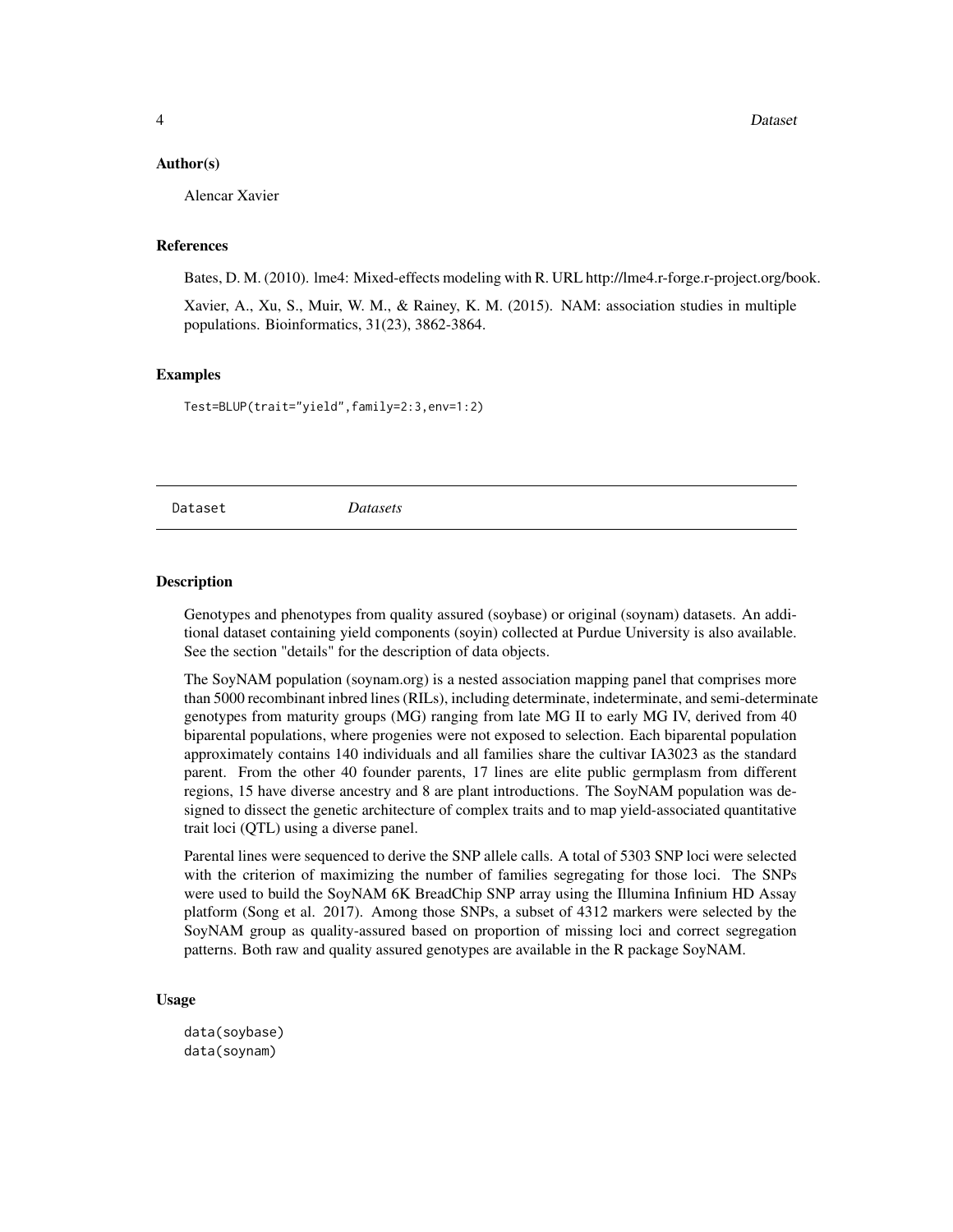#### Author(s)

Alencar Xavier

#### References

Bates, D. M. (2010). lme4: Mixed-effects modeling with R. URL http://lme4.r-forge.r-project.org/book.

Xavier, A., Xu, S., Muir, W. M., & Rainey, K. M. (2015). NAM: association studies in multiple populations. Bioinformatics, 31(23), 3862-3864.

#### Examples

```
Test=BLUP(trait="yield",family=2:3,env=1:2)
```

---

## Dataset *Datasets*

---

#### Description

Genotypes and phenotypes from quality assured (soybase) or original (soynam) datasets. An additional dataset containing yield components (soyin) collected at Purdue University is also available. See the section "details" for the description of data objects.

The SoyNAM population (soynam.org) is a nested association mapping panel that comprises more than 5000 recombinant inbred lines (RILs), including determinate, indeterminate, and semi-determinate genotypes from maturity groups (MG) ranging from late MG II to early MG IV, derived from 40 biparental populations, where progenies were not exposed to selection. Each biparental population approximately contains 140 individuals and all families share the cultivar IA3023 as the standard parent. From the other 40 founder parents, 17 lines are elite public germplasm from different regions, 15 have diverse ancestry and 8 are plant introductions. The SoyNAM population was designed to dissect the genetic architecture of complex traits and to map yield-associated quantitative trait loci (QTL) using a diverse panel.

Parental lines were sequenced to derive the SNP allele calls. A total of 5303 SNP loci were selected with the criterion of maximizing the number of families segregating for those loci. The SNPs were used to build the SoyNAM 6K BreadChip SNP array using the Illumina Infinium HD Assay platform (Song et al. 2017). Among those SNPs, a subset of 4312 markers were selected by the SoyNAM group as quality-assured based on proportion of missing loci and correct segregation patterns. Both raw and quality assured genotypes are available in the R package SoyNAM.

#### Usage

```
data(soybase)
data(soynam)
```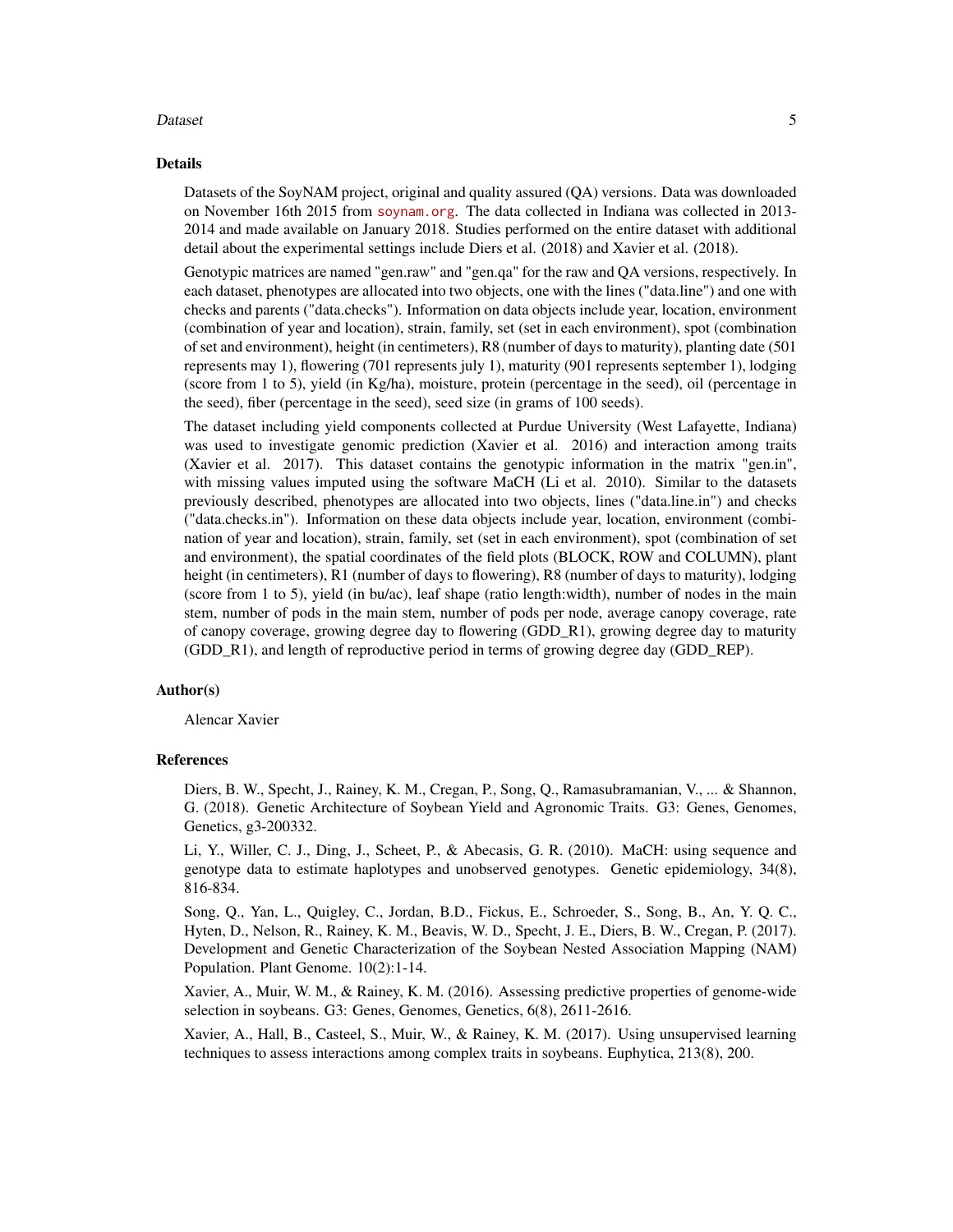## Details

Datasets of the SoyNAM project, original and quality assured (QA) versions. Data was downloaded on November 16th 2015 from soynam.org. The data collected in Indiana was collected in 2013-2014 and made available on January 2018. Studies performed on the entire dataset with additional detail about the experimental settings include Diers et al. (2018) and Xavier et al. (2018).

Genotypic matrices are named "gen.raw" and "gen.qa" for the raw and QA versions, respectively. In each dataset, phenotypes are allocated into two objects, one with the lines ("data.line") and one with checks and parents ("data.checks"). Information on data objects include year, location, environment (combination of year and location), strain, family, set (set in each environment), spot (combination of set and environment), height (in centimeters), R8 (number of days to maturity), planting date (501 represents may 1), flowering (701 represents july 1), maturity (901 represents september 1), lodging (score from 1 to 5), yield (in Kg/ha), moisture, protein (percentage in the seed), oil (percentage in the seed), fiber (percentage in the seed), seed size (in grams of 100 seeds).

The dataset including yield components collected at Purdue University (West Lafayette, Indiana) was used to investigate genomic prediction (Xavier et al. 2016) and interaction among traits (Xavier et al. 2017). This dataset contains the genotypic information in the matrix "gen.in", with missing values imputed using the software MaCH (Li et al. 2010). Similar to the datasets previously described, phenotypes are allocated into two objects, lines ("data.line.in") and checks ("data.checks.in"). Information on these data objects include year, location, environment (combination of year and location), strain, family, set (set in each environment), spot (combination of set and environment), the spatial coordinates of the field plots (BLOCK, ROW and COLUMN), plant height (in centimeters), R1 (number of days to flowering), R8 (number of days to maturity), lodging (score from 1 to 5), yield (in bu/ac), leaf shape (ratio length:width), number of nodes in the main stem, number of pods in the main stem, number of pods per node, average canopy coverage, rate of canopy coverage, growing degree day to flowering (GDD_R1), growing degree day to maturity (GDD_R1), and length of reproductive period in terms of growing degree day (GDD_REP).

## Author(s)

Alencar Xavier

## References

Diers, B. W., Specht, J., Rainey, K. M., Cregan, P., Song, Q., Ramasubramanian, V., ... & Shannon, G. (2018). Genetic Architecture of Soybean Yield and Agronomic Traits. G3: Genes, Genomes, Genetics, g3-200332.

Li, Y., Willer, C. J., Ding, J., Scheet, P., & Abecasis, G. R. (2010). MaCH: using sequence and genotype data to estimate haplotypes and unobserved genotypes. Genetic epidemiology, 34(8), 816-834.

Song, Q., Yan, L., Quigley, C., Jordan, B.D., Fickus, E., Schroeder, S., Song, B., An, Y. Q. C., Hyten, D., Nelson, R., Rainey, K. M., Beavis, W. D., Specht, J. E., Diers, B. W., Cregan, P. (2017). Development and Genetic Characterization of the Soybean Nested Association Mapping (NAM) Population. Plant Genome. 10(2):1-14.

Xavier, A., Muir, W. M., & Rainey, K. M. (2016). Assessing predictive properties of genome-wide selection in soybeans. G3: Genes, Genomes, Genetics, 6(8), 2611-2616.

Xavier, A., Hall, B., Casteel, S., Muir, W., & Rainey, K. M. (2017). Using unsupervised learning techniques to assess interactions among complex traits in soybeans. Euphytica, 213(8), 200.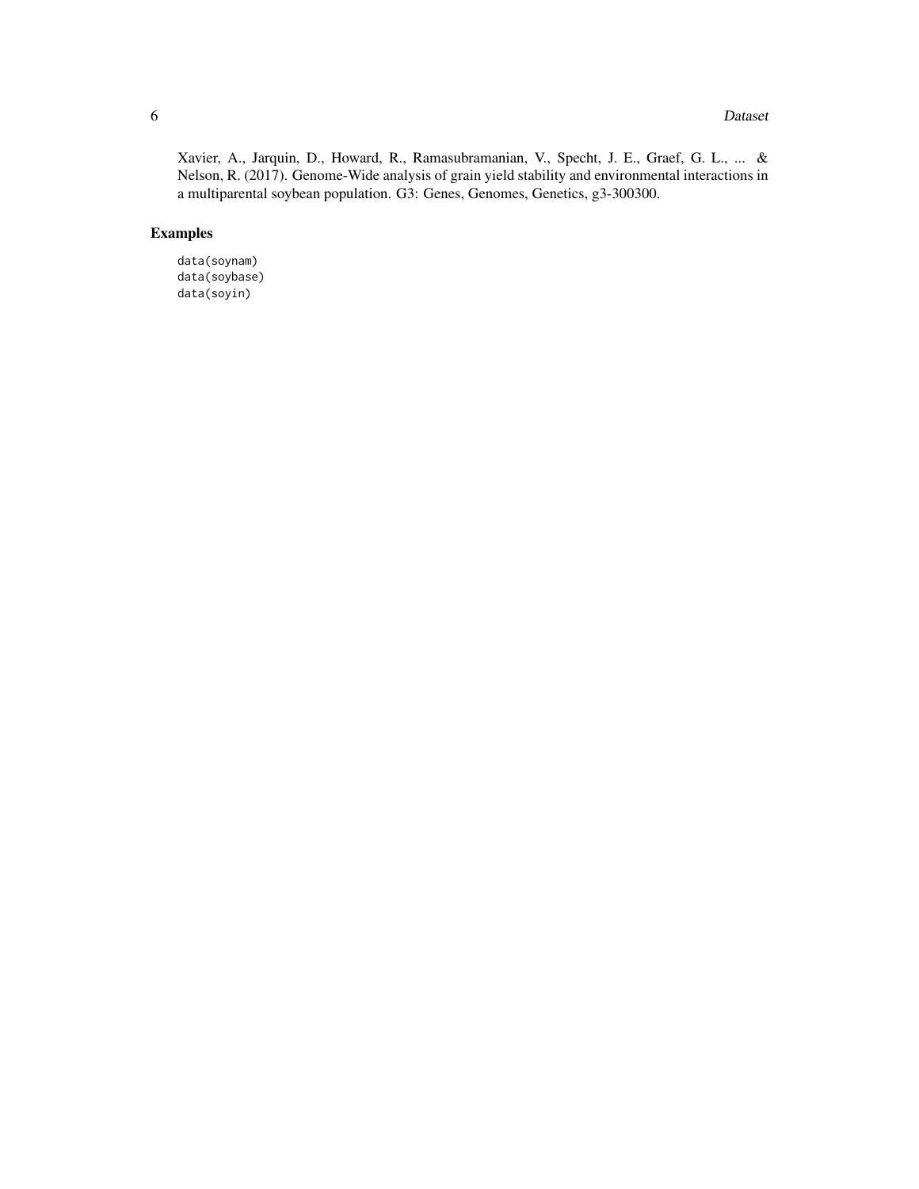Xavier, A., Jarquin, D., Howard, R., Ramasubramanian, V., Specht, J. E., Graef, G. L., ... & Nelson, R. (2017). Genome-Wide analysis of grain yield stability and environmental interactions in a multiparental soybean population. G3: Genes, Genomes, Genetics, g3-300300.

## Examples

```
data(soynam)
data(soybase)
data(soyin)
```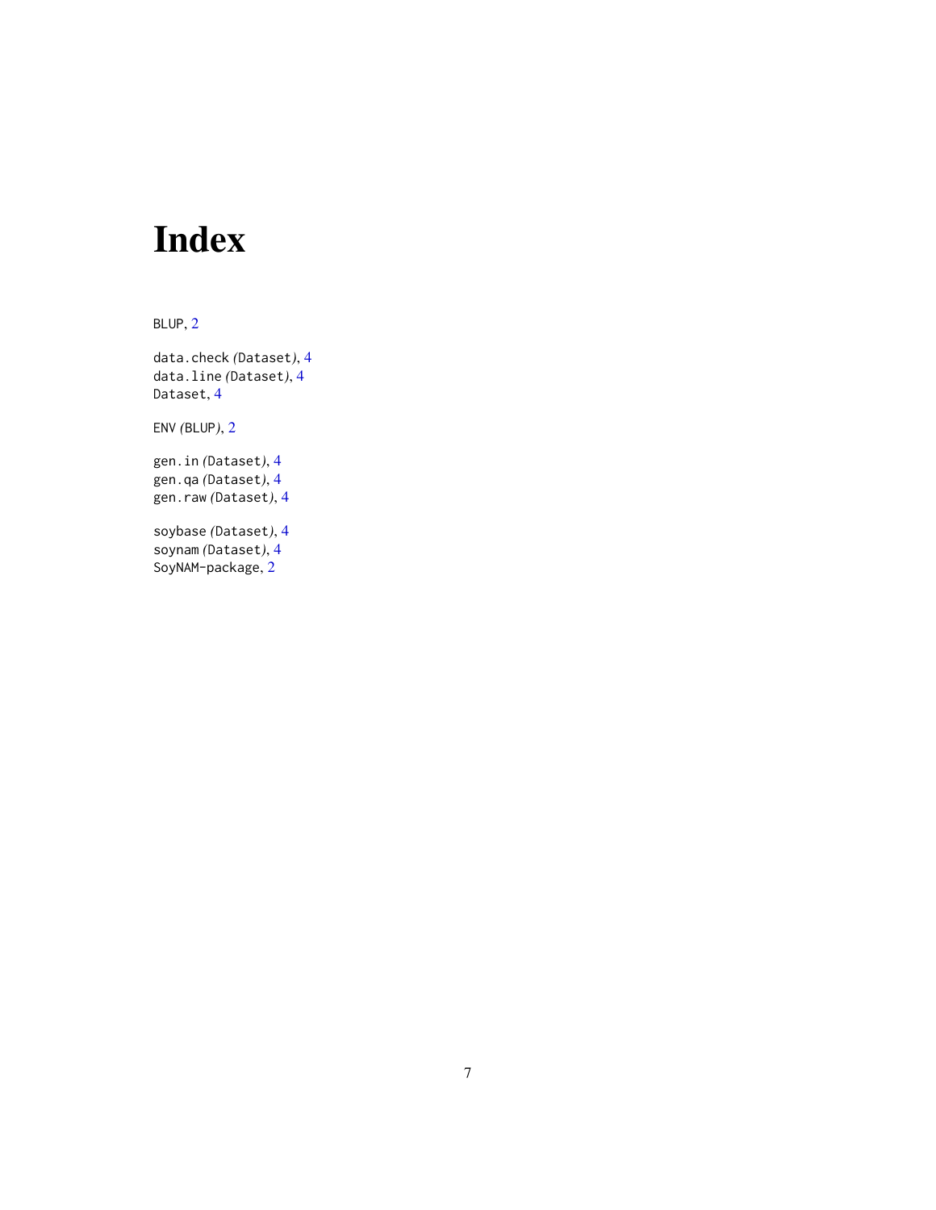# Index

BLUP, 2

data.check *(*Dataset*)*, 4
data.line *(*Dataset*)*, 4
Dataset, 4

ENV *(*BLUP*)*, 2

gen.in *(*Dataset*)*, 4
gen.qa *(*Dataset*)*, 4
gen.raw *(*Dataset*)*, 4

soybase *(*Dataset*)*, 4
soynam *(*Dataset*)*, 4
SoyNAM-package, 2